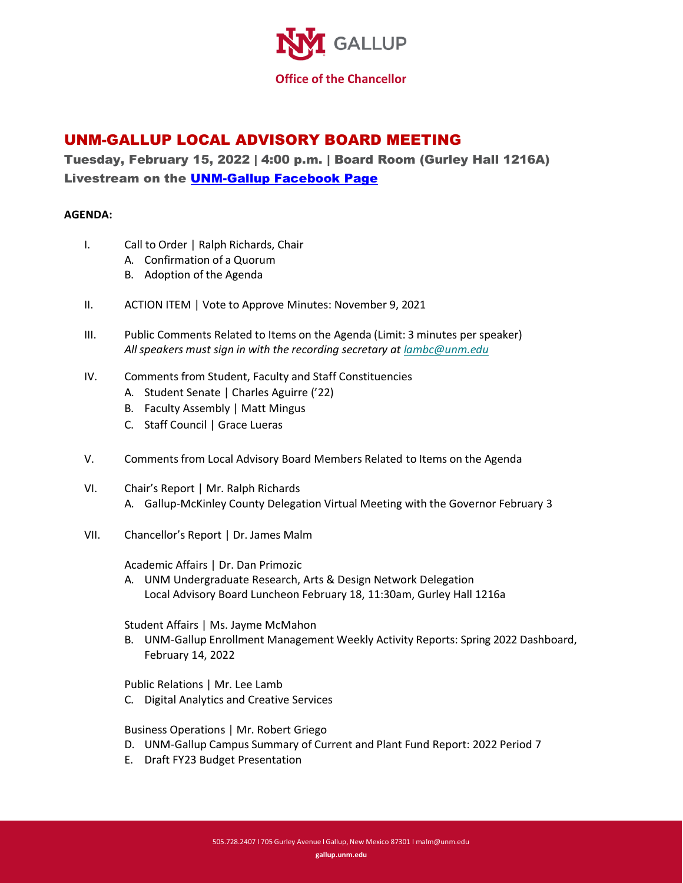UNM GALLUP

**Office of the Chancellor**

# UNM-GALLUP LOCAL ADVISORY BOARD MEETING

**Tuesday, February 15, 2022 | 4:00 p.m. | Board Room (Gurley Hall 1216A)**
**Livestream on the [UNM-Gallup Facebook Page]()**

**AGENDA:**

I. Call to Order | Ralph Richards, Chair
  A. Confirmation of a Quorum
  B. Adoption of the Agenda

II. ACTION ITEM | Vote to Approve Minutes: November 9, 2021

III. Public Comments Related to Items on the Agenda (Limit: 3 minutes per speaker)
  *All speakers must sign in with the recording secretary at lambc@unm.edu*

IV. Comments from Student, Faculty and Staff Constituencies
  A. Student Senate | Charles Aguirre ('22)
  B. Faculty Assembly | Matt Mingus
  C. Staff Council | Grace Lueras

V. Comments from Local Advisory Board Members Related to Items on the Agenda

VI. Chair's Report | Mr. Ralph Richards
  A. Gallup-McKinley County Delegation Virtual Meeting with the Governor February 3

VII. Chancellor's Report | Dr. James Malm

  Academic Affairs | Dr. Dan Primozic
  A. UNM Undergraduate Research, Arts & Design Network Delegation Local Advisory Board Luncheon February 18, 11:30am, Gurley Hall 1216a

  Student Affairs | Ms. Jayme McMahon
  B. UNM-Gallup Enrollment Management Weekly Activity Reports: Spring 2022 Dashboard, February 14, 2022

  Public Relations | Mr. Lee Lamb
  C. Digital Analytics and Creative Services

  Business Operations | Mr. Robert Griego
  D. UNM-Gallup Campus Summary of Current and Plant Fund Report: 2022 Period 7
  E. Draft FY23 Budget Presentation

505.728.2407 l 705 Gurley Avenue l Gallup, New Mexico 87301 l malm@unm.edu
**gallup.unm.edu**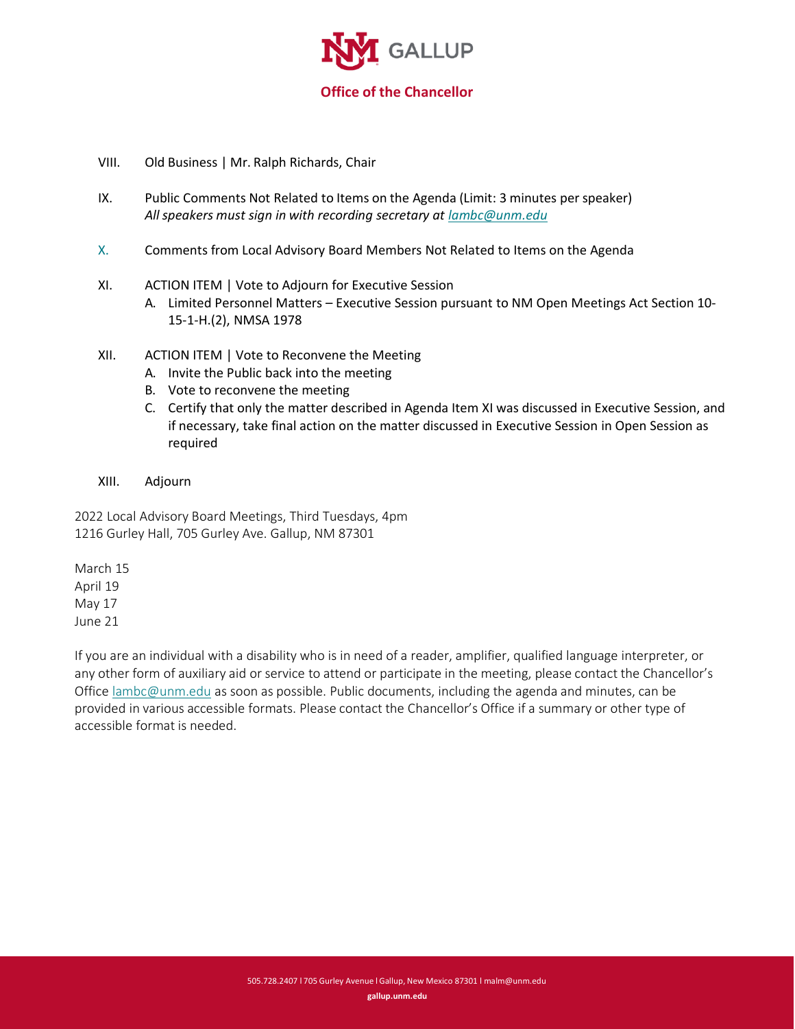VIII. Old Business | Mr. Ralph Richards, Chair

IX. Public Comments Not Related to Items on the Agenda (Limit: 3 minutes per speaker)
*All speakers must sign in with recording secretary at lambc@unm.edu*

X. Comments from Local Advisory Board Members Not Related to Items on the Agenda

XI. ACTION ITEM | Vote to Adjourn for Executive Session
   A. Limited Personnel Matters – Executive Session pursuant to NM Open Meetings Act Section 10-15-1-H.(2), NMSA 1978

XII. ACTION ITEM | Vote to Reconvene the Meeting
   A. Invite the Public back into the meeting
   B. Vote to reconvene the meeting
   C. Certify that only the matter described in Agenda Item XI was discussed in Executive Session, and if necessary, take final action on the matter discussed in Executive Session in Open Session as required

XIII. Adjourn

2022 Local Advisory Board Meetings, Third Tuesdays, 4pm
1216 Gurley Hall, 705 Gurley Ave. Gallup, NM 87301

March 15
April 19
May 17
June 21

If you are an individual with a disability who is in need of a reader, amplifier, qualified language interpreter, or any other form of auxiliary aid or service to attend or participate in the meeting, please contact the Chancellor's Office lambc@unm.edu as soon as possible. Public documents, including the agenda and minutes, can be provided in various accessible formats. Please contact the Chancellor's Office if a summary or other type of accessible format is needed.